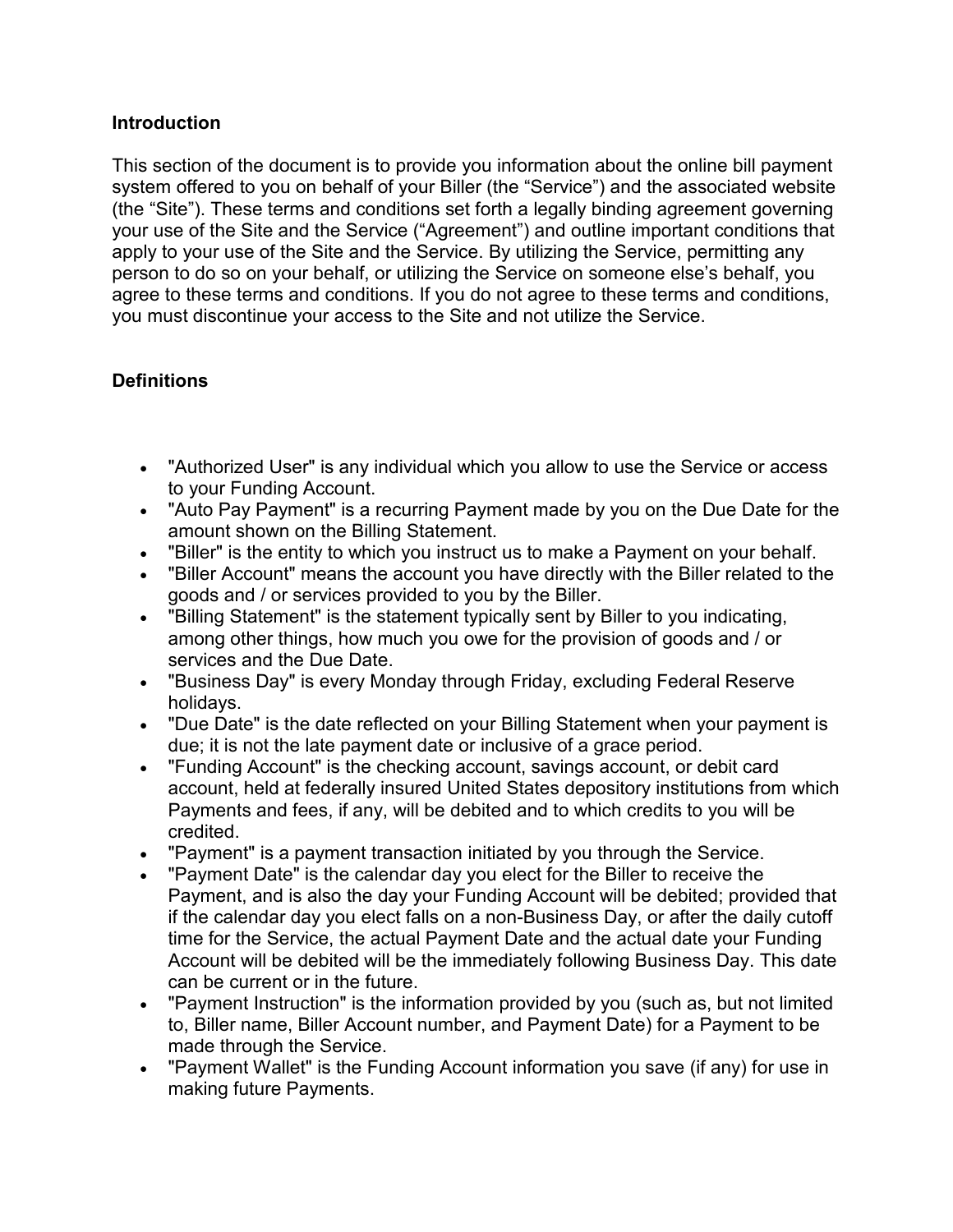## Introduction

This section of the document is to provide you information about the online bill payment system offered to you on behalf of your Biller (the "Service") and the associated website (the "Site"). These terms and conditions set forth a legally binding agreement governing your use of the Site and the Service ("Agreement") and outline important conditions that apply to your use of the Site and the Service. By utilizing the Service, permitting any person to do so on your behalf, or utilizing the Service on someone else's behalf, you agree to these terms and conditions. If you do not agree to these terms and conditions, you must discontinue your access to the Site and not utilize the Service.

## Definitions

- "Authorized User" is any individual which you allow to use the Service or access to your Funding Account.
- "Auto Pay Payment" is a recurring Payment made by you on the Due Date for the amount shown on the Billing Statement.
- "Biller" is the entity to which you instruct us to make a Payment on your behalf.
- "Biller Account" means the account you have directly with the Biller related to the goods and / or services provided to you by the Biller.
- "Billing Statement" is the statement typically sent by Biller to you indicating, among other things, how much you owe for the provision of goods and / or services and the Due Date.
- "Business Day" is every Monday through Friday, excluding Federal Reserve holidays.
- "Due Date" is the date reflected on your Billing Statement when your payment is due; it is not the late payment date or inclusive of a grace period.
- "Funding Account" is the checking account, savings account, or debit card account, held at federally insured United States depository institutions from which Payments and fees, if any, will be debited and to which credits to you will be credited.
- "Payment" is a payment transaction initiated by you through the Service.
- "Payment Date" is the calendar day you elect for the Biller to receive the Payment, and is also the day your Funding Account will be debited; provided that if the calendar day you elect falls on a non-Business Day, or after the daily cutoff time for the Service, the actual Payment Date and the actual date your Funding Account will be debited will be the immediately following Business Day. This date can be current or in the future.
- "Payment Instruction" is the information provided by you (such as, but not limited to, Biller name, Biller Account number, and Payment Date) for a Payment to be made through the Service.
- "Payment Wallet" is the Funding Account information you save (if any) for use in making future Payments.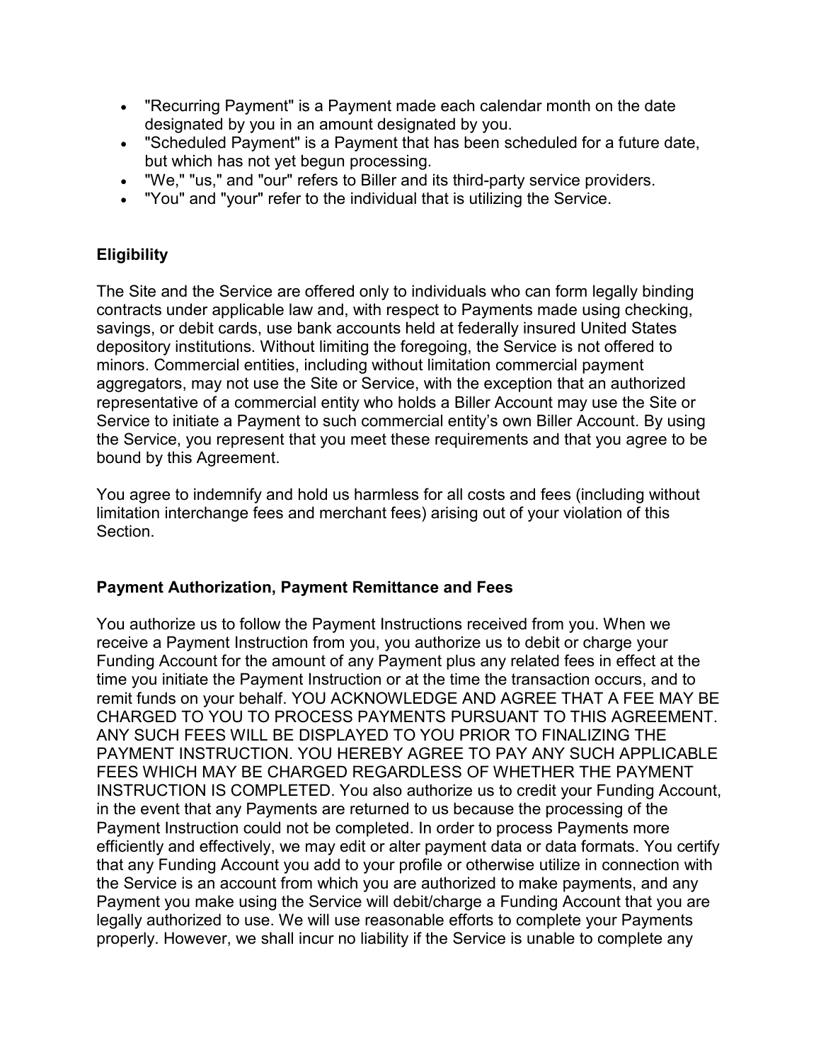- "Recurring Payment" is a Payment made each calendar month on the date designated by you in an amount designated by you.
- "Scheduled Payment" is a Payment that has been scheduled for a future date, but which has not yet begun processing.
- "We," "us," and "our" refers to Biller and its third-party service providers.
- "You" and "your" refer to the individual that is utilizing the Service.

**Eligibility**

The Site and the Service are offered only to individuals who can form legally binding contracts under applicable law and, with respect to Payments made using checking, savings, or debit cards, use bank accounts held at federally insured United States depository institutions. Without limiting the foregoing, the Service is not offered to minors. Commercial entities, including without limitation commercial payment aggregators, may not use the Site or Service, with the exception that an authorized representative of a commercial entity who holds a Biller Account may use the Site or Service to initiate a Payment to such commercial entity's own Biller Account. By using the Service, you represent that you meet these requirements and that you agree to be bound by this Agreement.

You agree to indemnify and hold us harmless for all costs and fees (including without limitation interchange fees and merchant fees) arising out of your violation of this Section.

**Payment Authorization, Payment Remittance and Fees**

You authorize us to follow the Payment Instructions received from you. When we receive a Payment Instruction from you, you authorize us to debit or charge your Funding Account for the amount of any Payment plus any related fees in effect at the time you initiate the Payment Instruction or at the time the transaction occurs, and to remit funds on your behalf. YOU ACKNOWLEDGE AND AGREE THAT A FEE MAY BE CHARGED TO YOU TO PROCESS PAYMENTS PURSUANT TO THIS AGREEMENT. ANY SUCH FEES WILL BE DISPLAYED TO YOU PRIOR TO FINALIZING THE PAYMENT INSTRUCTION. YOU HEREBY AGREE TO PAY ANY SUCH APPLICABLE FEES WHICH MAY BE CHARGED REGARDLESS OF WHETHER THE PAYMENT INSTRUCTION IS COMPLETED. You also authorize us to credit your Funding Account, in the event that any Payments are returned to us because the processing of the Payment Instruction could not be completed. In order to process Payments more efficiently and effectively, we may edit or alter payment data or data formats. You certify that any Funding Account you add to your profile or otherwise utilize in connection with the Service is an account from which you are authorized to make payments, and any Payment you make using the Service will debit/charge a Funding Account that you are legally authorized to use. We will use reasonable efforts to complete your Payments properly. However, we shall incur no liability if the Service is unable to complete any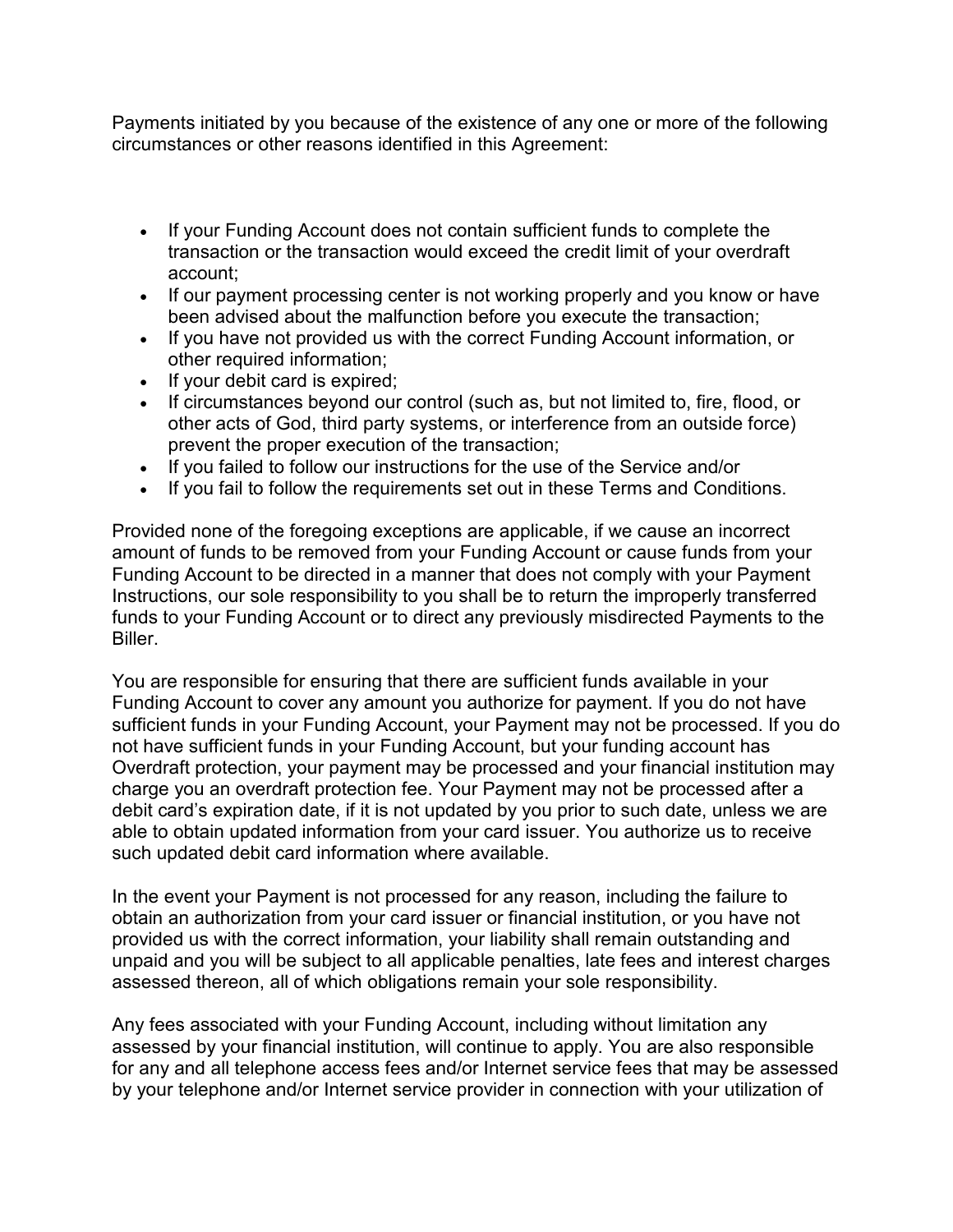Payments initiated by you because of the existence of any one or more of the following circumstances or other reasons identified in this Agreement:

- If your Funding Account does not contain sufficient funds to complete the transaction or the transaction would exceed the credit limit of your overdraft account;
- If our payment processing center is not working properly and you know or have been advised about the malfunction before you execute the transaction;
- If you have not provided us with the correct Funding Account information, or other required information;
- If your debit card is expired;
- If circumstances beyond our control (such as, but not limited to, fire, flood, or other acts of God, third party systems, or interference from an outside force) prevent the proper execution of the transaction;
- If you failed to follow our instructions for the use of the Service and/or
- If you fail to follow the requirements set out in these Terms and Conditions.

Provided none of the foregoing exceptions are applicable, if we cause an incorrect amount of funds to be removed from your Funding Account or cause funds from your Funding Account to be directed in a manner that does not comply with your Payment Instructions, our sole responsibility to you shall be to return the improperly transferred funds to your Funding Account or to direct any previously misdirected Payments to the Biller.

You are responsible for ensuring that there are sufficient funds available in your Funding Account to cover any amount you authorize for payment. If you do not have sufficient funds in your Funding Account, your Payment may not be processed. If you do not have sufficient funds in your Funding Account, but your funding account has Overdraft protection, your payment may be processed and your financial institution may charge you an overdraft protection fee. Your Payment may not be processed after a debit card's expiration date, if it is not updated by you prior to such date, unless we are able to obtain updated information from your card issuer. You authorize us to receive such updated debit card information where available.

In the event your Payment is not processed for any reason, including the failure to obtain an authorization from your card issuer or financial institution, or you have not provided us with the correct information, your liability shall remain outstanding and unpaid and you will be subject to all applicable penalties, late fees and interest charges assessed thereon, all of which obligations remain your sole responsibility.

Any fees associated with your Funding Account, including without limitation any assessed by your financial institution, will continue to apply. You are also responsible for any and all telephone access fees and/or Internet service fees that may be assessed by your telephone and/or Internet service provider in connection with your utilization of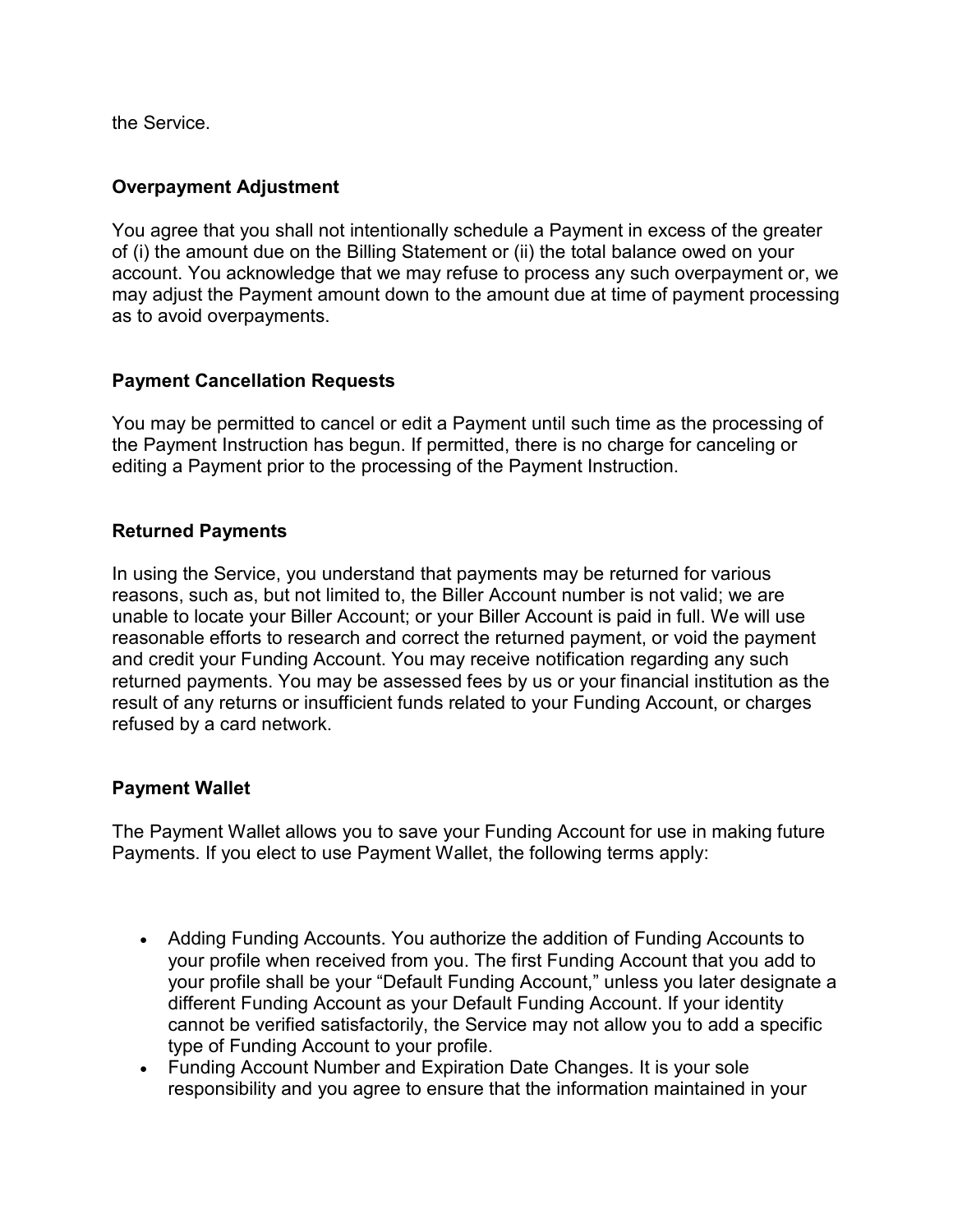the Service.

## Overpayment Adjustment

You agree that you shall not intentionally schedule a Payment in excess of the greater of (i) the amount due on the Billing Statement or (ii) the total balance owed on your account. You acknowledge that we may refuse to process any such overpayment or, we may adjust the Payment amount down to the amount due at time of payment processing as to avoid overpayments.

## Payment Cancellation Requests

You may be permitted to cancel or edit a Payment until such time as the processing of the Payment Instruction has begun. If permitted, there is no charge for canceling or editing a Payment prior to the processing of the Payment Instruction.

## Returned Payments

In using the Service, you understand that payments may be returned for various reasons, such as, but not limited to, the Biller Account number is not valid; we are unable to locate your Biller Account; or your Biller Account is paid in full. We will use reasonable efforts to research and correct the returned payment, or void the payment and credit your Funding Account. You may receive notification regarding any such returned payments. You may be assessed fees by us or your financial institution as the result of any returns or insufficient funds related to your Funding Account, or charges refused by a card network.

## Payment Wallet

The Payment Wallet allows you to save your Funding Account for use in making future Payments. If you elect to use Payment Wallet, the following terms apply:

- Adding Funding Accounts. You authorize the addition of Funding Accounts to your profile when received from you. The first Funding Account that you add to your profile shall be your "Default Funding Account," unless you later designate a different Funding Account as your Default Funding Account. If your identity cannot be verified satisfactorily, the Service may not allow you to add a specific type of Funding Account to your profile.
- Funding Account Number and Expiration Date Changes. It is your sole responsibility and you agree to ensure that the information maintained in your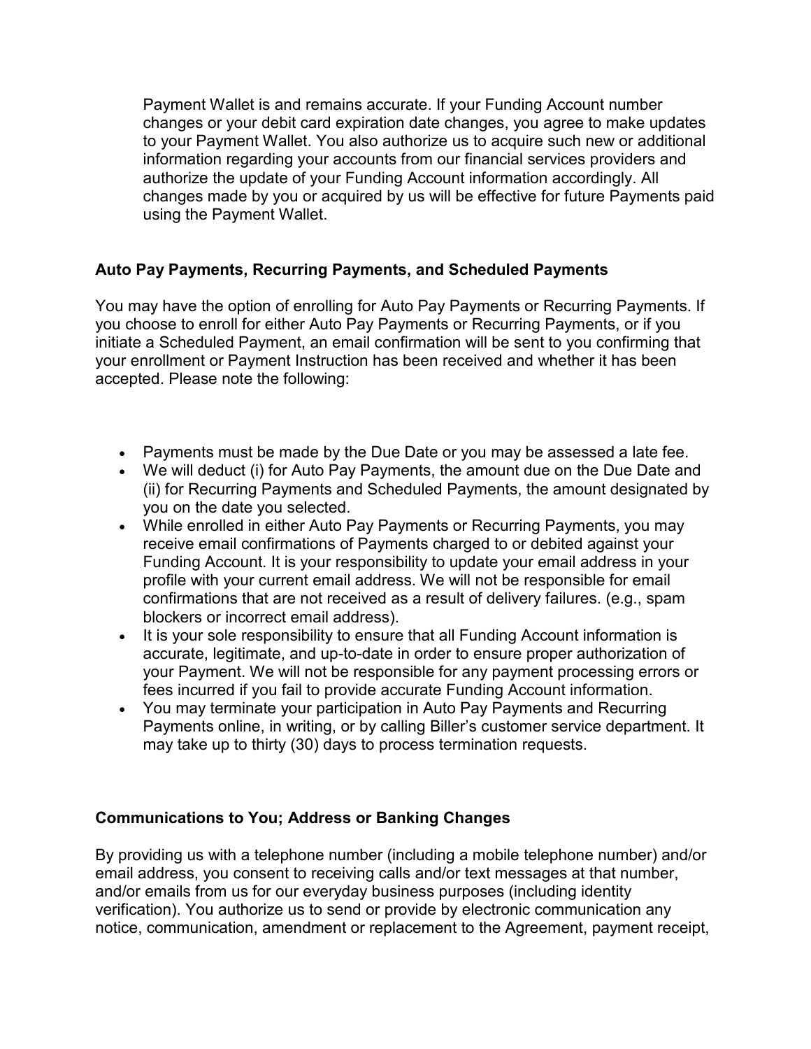Payment Wallet is and remains accurate. If your Funding Account number changes or your debit card expiration date changes, you agree to make updates to your Payment Wallet. You also authorize us to acquire such new or additional information regarding your accounts from our financial services providers and authorize the update of your Funding Account information accordingly. All changes made by you or acquired by us will be effective for future Payments paid using the Payment Wallet.

### Auto Pay Payments, Recurring Payments, and Scheduled Payments

You may have the option of enrolling for Auto Pay Payments or Recurring Payments. If you choose to enroll for either Auto Pay Payments or Recurring Payments, or if you initiate a Scheduled Payment, an email confirmation will be sent to you confirming that your enrollment or Payment Instruction has been received and whether it has been accepted. Please note the following:

- Payments must be made by the Due Date or you may be assessed a late fee.
- We will deduct (i) for Auto Pay Payments, the amount due on the Due Date and (ii) for Recurring Payments and Scheduled Payments, the amount designated by you on the date you selected.
- While enrolled in either Auto Pay Payments or Recurring Payments, you may receive email confirmations of Payments charged to or debited against your Funding Account. It is your responsibility to update your email address in your profile with your current email address. We will not be responsible for email confirmations that are not received as a result of delivery failures. (e.g., spam blockers or incorrect email address).
- It is your sole responsibility to ensure that all Funding Account information is accurate, legitimate, and up-to-date in order to ensure proper authorization of your Payment. We will not be responsible for any payment processing errors or fees incurred if you fail to provide accurate Funding Account information.
- You may terminate your participation in Auto Pay Payments and Recurring Payments online, in writing, or by calling Biller's customer service department. It may take up to thirty (30) days to process termination requests.

### Communications to You; Address or Banking Changes

By providing us with a telephone number (including a mobile telephone number) and/or email address, you consent to receiving calls and/or text messages at that number, and/or emails from us for our everyday business purposes (including identity verification). You authorize us to send or provide by electronic communication any notice, communication, amendment or replacement to the Agreement, payment receipt,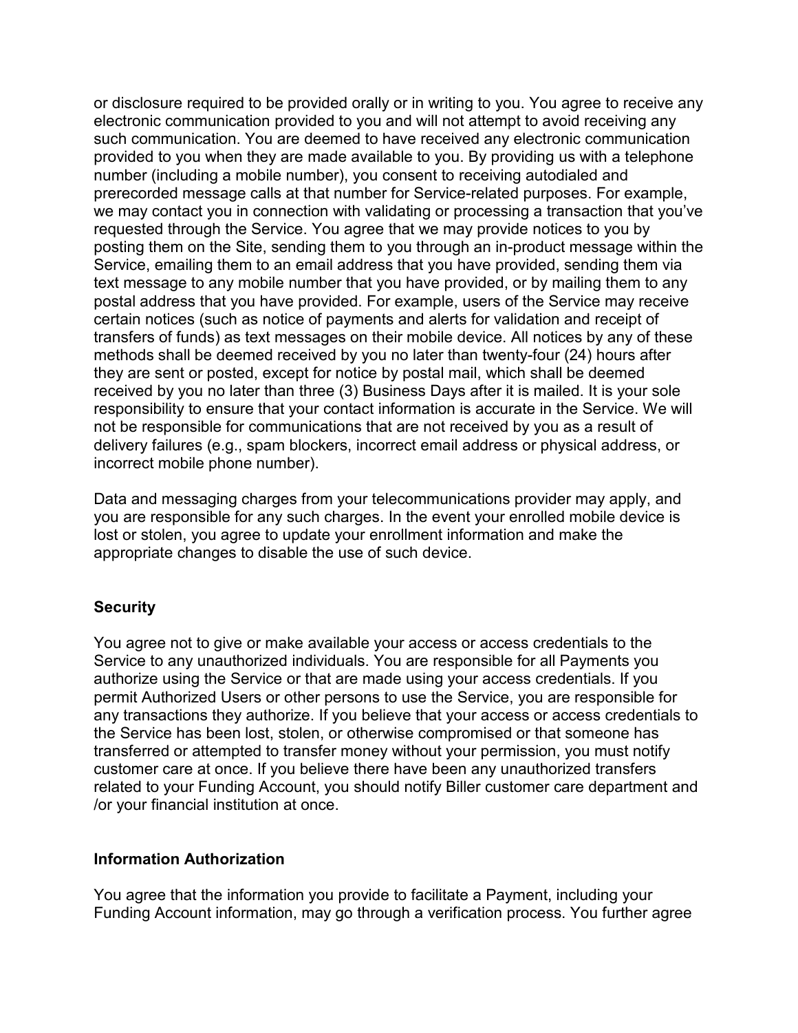or disclosure required to be provided orally or in writing to you. You agree to receive any electronic communication provided to you and will not attempt to avoid receiving any such communication. You are deemed to have received any electronic communication provided to you when they are made available to you. By providing us with a telephone number (including a mobile number), you consent to receiving autodialed and prerecorded message calls at that number for Service-related purposes. For example, we may contact you in connection with validating or processing a transaction that you've requested through the Service. You agree that we may provide notices to you by posting them on the Site, sending them to you through an in-product message within the Service, emailing them to an email address that you have provided, sending them via text message to any mobile number that you have provided, or by mailing them to any postal address that you have provided. For example, users of the Service may receive certain notices (such as notice of payments and alerts for validation and receipt of transfers of funds) as text messages on their mobile device. All notices by any of these methods shall be deemed received by you no later than twenty-four (24) hours after they are sent or posted, except for notice by postal mail, which shall be deemed received by you no later than three (3) Business Days after it is mailed. It is your sole responsibility to ensure that your contact information is accurate in the Service. We will not be responsible for communications that are not received by you as a result of delivery failures (e.g., spam blockers, incorrect email address or physical address, or incorrect mobile phone number).

Data and messaging charges from your telecommunications provider may apply, and you are responsible for any such charges. In the event your enrolled mobile device is lost or stolen, you agree to update your enrollment information and make the appropriate changes to disable the use of such device.

**Security**

You agree not to give or make available your access or access credentials to the Service to any unauthorized individuals. You are responsible for all Payments you authorize using the Service or that are made using your access credentials. If you permit Authorized Users or other persons to use the Service, you are responsible for any transactions they authorize. If you believe that your access or access credentials to the Service has been lost, stolen, or otherwise compromised or that someone has transferred or attempted to transfer money without your permission, you must notify customer care at once. If you believe there have been any unauthorized transfers related to your Funding Account, you should notify Biller customer care department and /or your financial institution at once.

**Information Authorization**

You agree that the information you provide to facilitate a Payment, including your Funding Account information, may go through a verification process. You further agree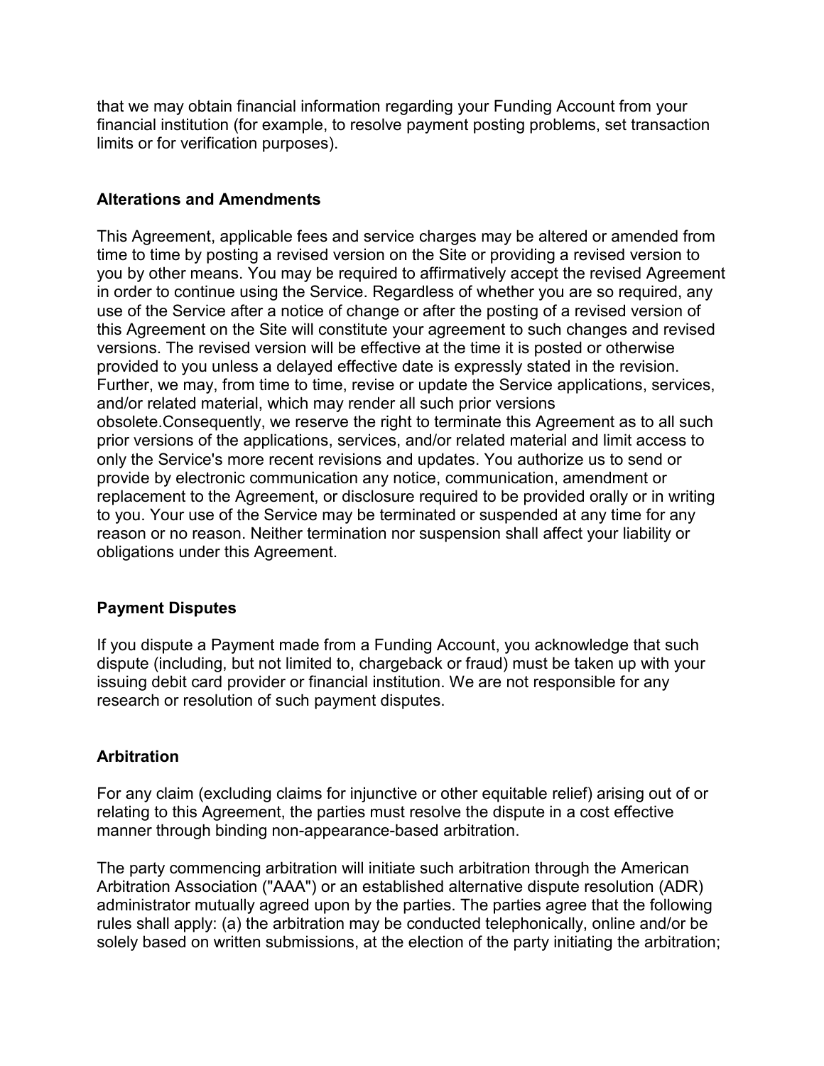that we may obtain financial information regarding your Funding Account from your financial institution (for example, to resolve payment posting problems, set transaction limits or for verification purposes).

**Alterations and Amendments**

This Agreement, applicable fees and service charges may be altered or amended from time to time by posting a revised version on the Site or providing a revised version to you by other means. You may be required to affirmatively accept the revised Agreement in order to continue using the Service. Regardless of whether you are so required, any use of the Service after a notice of change or after the posting of a revised version of this Agreement on the Site will constitute your agreement to such changes and revised versions. The revised version will be effective at the time it is posted or otherwise provided to you unless a delayed effective date is expressly stated in the revision. Further, we may, from time to time, revise or update the Service applications, services, and/or related material, which may render all such prior versions obsolete.Consequently, we reserve the right to terminate this Agreement as to all such prior versions of the applications, services, and/or related material and limit access to only the Service's more recent revisions and updates. You authorize us to send or provide by electronic communication any notice, communication, amendment or replacement to the Agreement, or disclosure required to be provided orally or in writing to you. Your use of the Service may be terminated or suspended at any time for any reason or no reason. Neither termination nor suspension shall affect your liability or obligations under this Agreement.

**Payment Disputes**

If you dispute a Payment made from a Funding Account, you acknowledge that such dispute (including, but not limited to, chargeback or fraud) must be taken up with your issuing debit card provider or financial institution. We are not responsible for any research or resolution of such payment disputes.

**Arbitration**

For any claim (excluding claims for injunctive or other equitable relief) arising out of or relating to this Agreement, the parties must resolve the dispute in a cost effective manner through binding non-appearance-based arbitration.

The party commencing arbitration will initiate such arbitration through the American Arbitration Association ("AAA") or an established alternative dispute resolution (ADR) administrator mutually agreed upon by the parties. The parties agree that the following rules shall apply: (a) the arbitration may be conducted telephonically, online and/or be solely based on written submissions, at the election of the party initiating the arbitration;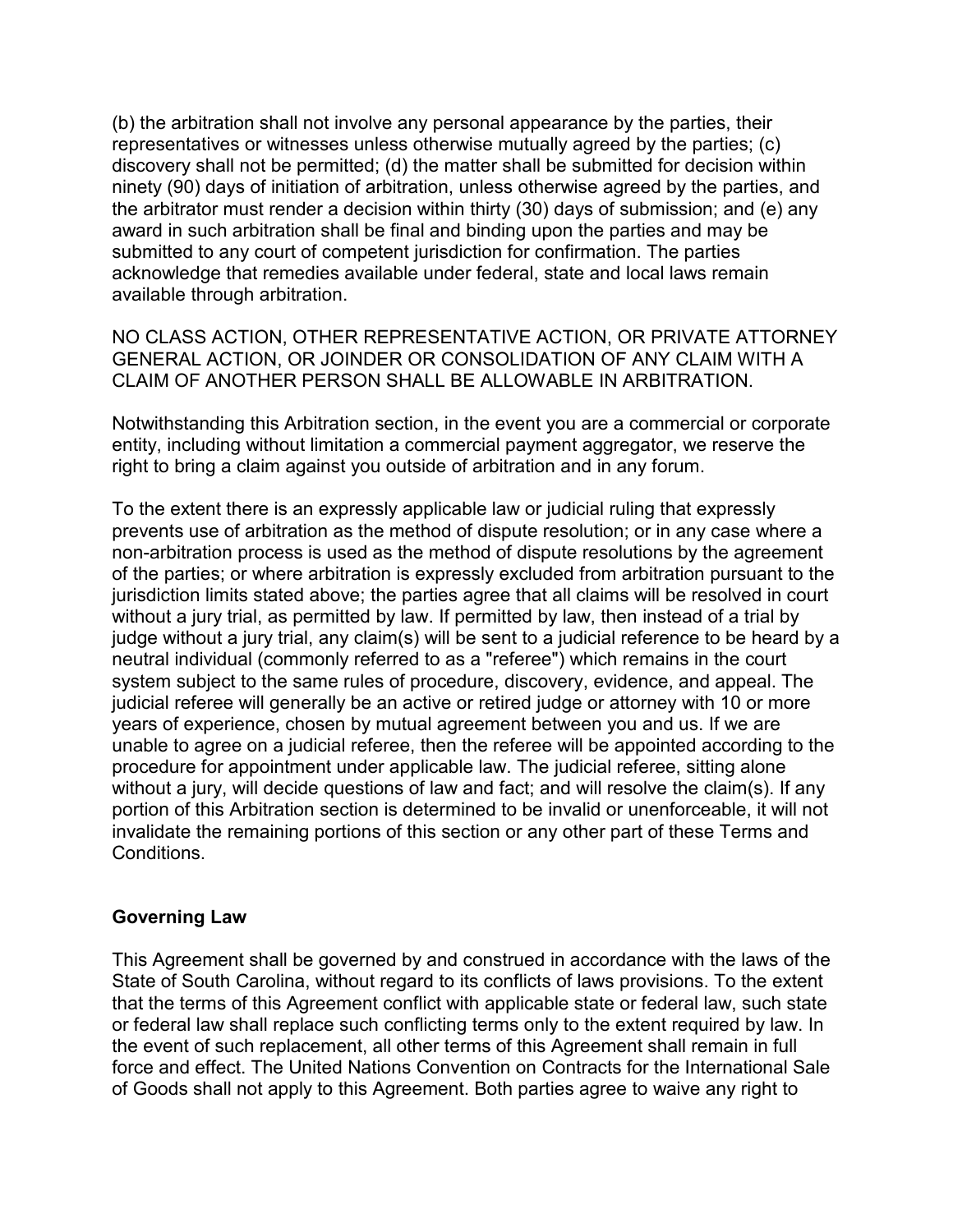(b) the arbitration shall not involve any personal appearance by the parties, their representatives or witnesses unless otherwise mutually agreed by the parties; (c) discovery shall not be permitted; (d) the matter shall be submitted for decision within ninety (90) days of initiation of arbitration, unless otherwise agreed by the parties, and the arbitrator must render a decision within thirty (30) days of submission; and (e) any award in such arbitration shall be final and binding upon the parties and may be submitted to any court of competent jurisdiction for confirmation. The parties acknowledge that remedies available under federal, state and local laws remain available through arbitration.

NO CLASS ACTION, OTHER REPRESENTATIVE ACTION, OR PRIVATE ATTORNEY GENERAL ACTION, OR JOINDER OR CONSOLIDATION OF ANY CLAIM WITH A CLAIM OF ANOTHER PERSON SHALL BE ALLOWABLE IN ARBITRATION.

Notwithstanding this Arbitration section, in the event you are a commercial or corporate entity, including without limitation a commercial payment aggregator, we reserve the right to bring a claim against you outside of arbitration and in any forum.

To the extent there is an expressly applicable law or judicial ruling that expressly prevents use of arbitration as the method of dispute resolution; or in any case where a non-arbitration process is used as the method of dispute resolutions by the agreement of the parties; or where arbitration is expressly excluded from arbitration pursuant to the jurisdiction limits stated above; the parties agree that all claims will be resolved in court without a jury trial, as permitted by law. If permitted by law, then instead of a trial by judge without a jury trial, any claim(s) will be sent to a judicial reference to be heard by a neutral individual (commonly referred to as a "referee") which remains in the court system subject to the same rules of procedure, discovery, evidence, and appeal. The judicial referee will generally be an active or retired judge or attorney with 10 or more years of experience, chosen by mutual agreement between you and us. If we are unable to agree on a judicial referee, then the referee will be appointed according to the procedure for appointment under applicable law. The judicial referee, sitting alone without a jury, will decide questions of law and fact; and will resolve the claim(s). If any portion of this Arbitration section is determined to be invalid or unenforceable, it will not invalidate the remaining portions of this section or any other part of these Terms and Conditions.

**Governing Law**

This Agreement shall be governed by and construed in accordance with the laws of the State of South Carolina, without regard to its conflicts of laws provisions. To the extent that the terms of this Agreement conflict with applicable state or federal law, such state or federal law shall replace such conflicting terms only to the extent required by law. In the event of such replacement, all other terms of this Agreement shall remain in full force and effect. The United Nations Convention on Contracts for the International Sale of Goods shall not apply to this Agreement. Both parties agree to waive any right to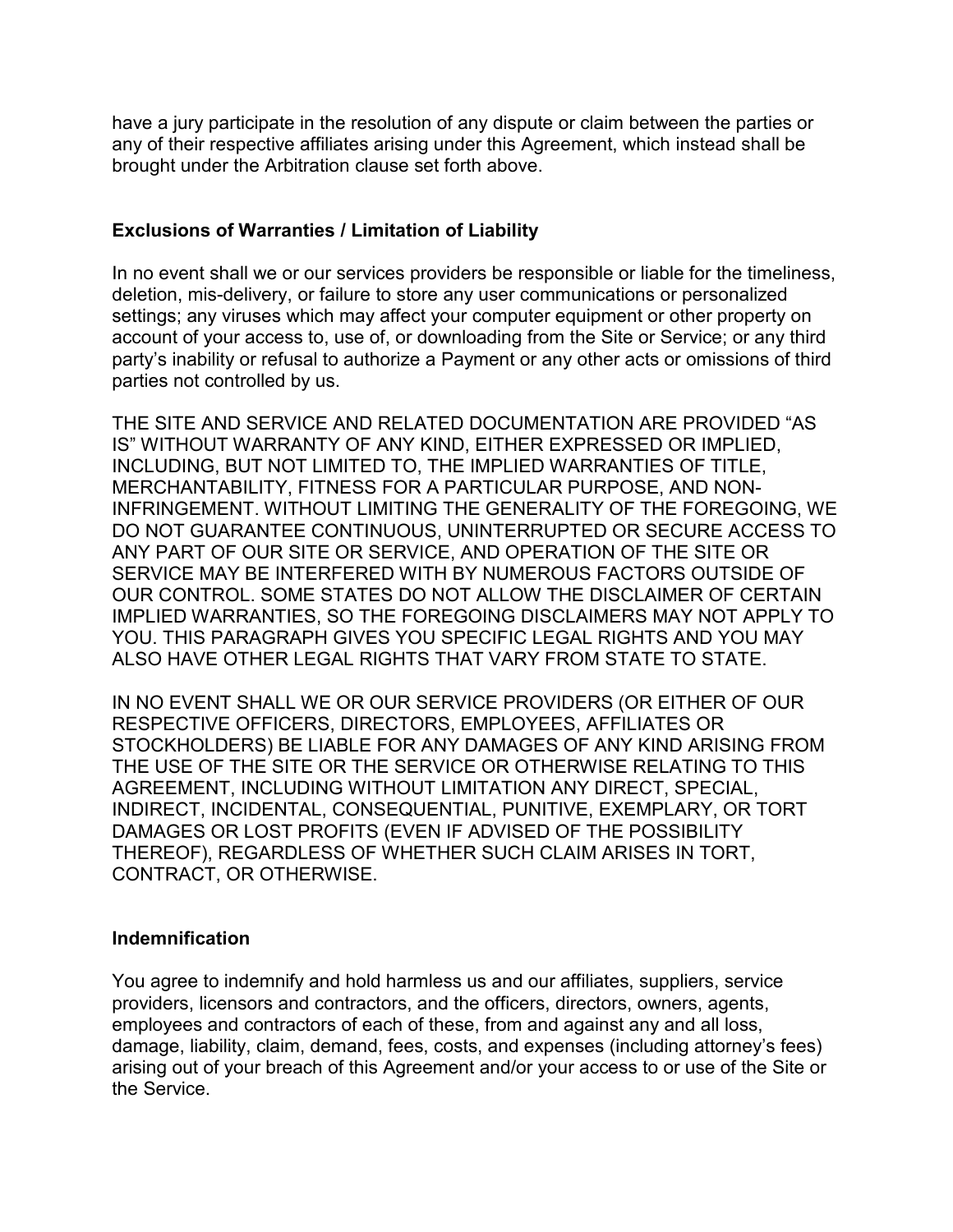have a jury participate in the resolution of any dispute or claim between the parties or any of their respective affiliates arising under this Agreement, which instead shall be brought under the Arbitration clause set forth above.

**Exclusions of Warranties / Limitation of Liability**

In no event shall we or our services providers be responsible or liable for the timeliness, deletion, mis-delivery, or failure to store any user communications or personalized settings; any viruses which may affect your computer equipment or other property on account of your access to, use of, or downloading from the Site or Service; or any third party's inability or refusal to authorize a Payment or any other acts or omissions of third parties not controlled by us.

THE SITE AND SERVICE AND RELATED DOCUMENTATION ARE PROVIDED "AS IS" WITHOUT WARRANTY OF ANY KIND, EITHER EXPRESSED OR IMPLIED, INCLUDING, BUT NOT LIMITED TO, THE IMPLIED WARRANTIES OF TITLE, MERCHANTABILITY, FITNESS FOR A PARTICULAR PURPOSE, AND NON-INFRINGEMENT. WITHOUT LIMITING THE GENERALITY OF THE FOREGOING, WE DO NOT GUARANTEE CONTINUOUS, UNINTERRUPTED OR SECURE ACCESS TO ANY PART OF OUR SITE OR SERVICE, AND OPERATION OF THE SITE OR SERVICE MAY BE INTERFERED WITH BY NUMEROUS FACTORS OUTSIDE OF OUR CONTROL. SOME STATES DO NOT ALLOW THE DISCLAIMER OF CERTAIN IMPLIED WARRANTIES, SO THE FOREGOING DISCLAIMERS MAY NOT APPLY TO YOU. THIS PARAGRAPH GIVES YOU SPECIFIC LEGAL RIGHTS AND YOU MAY ALSO HAVE OTHER LEGAL RIGHTS THAT VARY FROM STATE TO STATE.

IN NO EVENT SHALL WE OR OUR SERVICE PROVIDERS (OR EITHER OF OUR RESPECTIVE OFFICERS, DIRECTORS, EMPLOYEES, AFFILIATES OR STOCKHOLDERS) BE LIABLE FOR ANY DAMAGES OF ANY KIND ARISING FROM THE USE OF THE SITE OR THE SERVICE OR OTHERWISE RELATING TO THIS AGREEMENT, INCLUDING WITHOUT LIMITATION ANY DIRECT, SPECIAL, INDIRECT, INCIDENTAL, CONSEQUENTIAL, PUNITIVE, EXEMPLARY, OR TORT DAMAGES OR LOST PROFITS (EVEN IF ADVISED OF THE POSSIBILITY THEREOF), REGARDLESS OF WHETHER SUCH CLAIM ARISES IN TORT, CONTRACT, OR OTHERWISE.

**Indemnification**

You agree to indemnify and hold harmless us and our affiliates, suppliers, service providers, licensors and contractors, and the officers, directors, owners, agents, employees and contractors of each of these, from and against any and all loss, damage, liability, claim, demand, fees, costs, and expenses (including attorney's fees) arising out of your breach of this Agreement and/or your access to or use of the Site or the Service.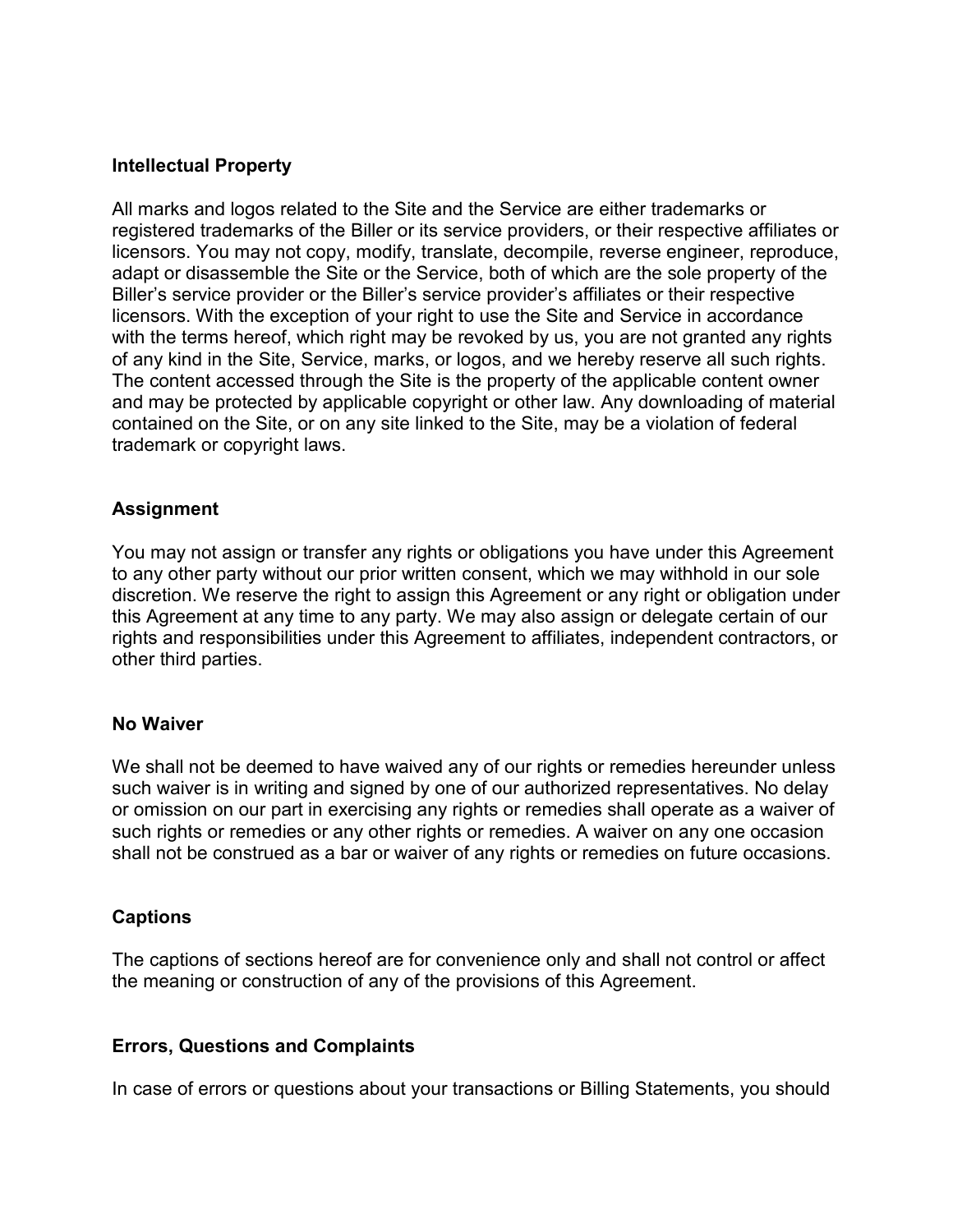## Intellectual Property

All marks and logos related to the Site and the Service are either trademarks or registered trademarks of the Biller or its service providers, or their respective affiliates or licensors. You may not copy, modify, translate, decompile, reverse engineer, reproduce, adapt or disassemble the Site or the Service, both of which are the sole property of the Biller's service provider or the Biller's service provider's affiliates or their respective licensors. With the exception of your right to use the Site and Service in accordance with the terms hereof, which right may be revoked by us, you are not granted any rights of any kind in the Site, Service, marks, or logos, and we hereby reserve all such rights. The content accessed through the Site is the property of the applicable content owner and may be protected by applicable copyright or other law. Any downloading of material contained on the Site, or on any site linked to the Site, may be a violation of federal trademark or copyright laws.

## Assignment

You may not assign or transfer any rights or obligations you have under this Agreement to any other party without our prior written consent, which we may withhold in our sole discretion. We reserve the right to assign this Agreement or any right or obligation under this Agreement at any time to any party. We may also assign or delegate certain of our rights and responsibilities under this Agreement to affiliates, independent contractors, or other third parties.

## No Waiver

We shall not be deemed to have waived any of our rights or remedies hereunder unless such waiver is in writing and signed by one of our authorized representatives. No delay or omission on our part in exercising any rights or remedies shall operate as a waiver of such rights or remedies or any other rights or remedies. A waiver on any one occasion shall not be construed as a bar or waiver of any rights or remedies on future occasions.

## Captions

The captions of sections hereof are for convenience only and shall not control or affect the meaning or construction of any of the provisions of this Agreement.

## Errors, Questions and Complaints

In case of errors or questions about your transactions or Billing Statements, you should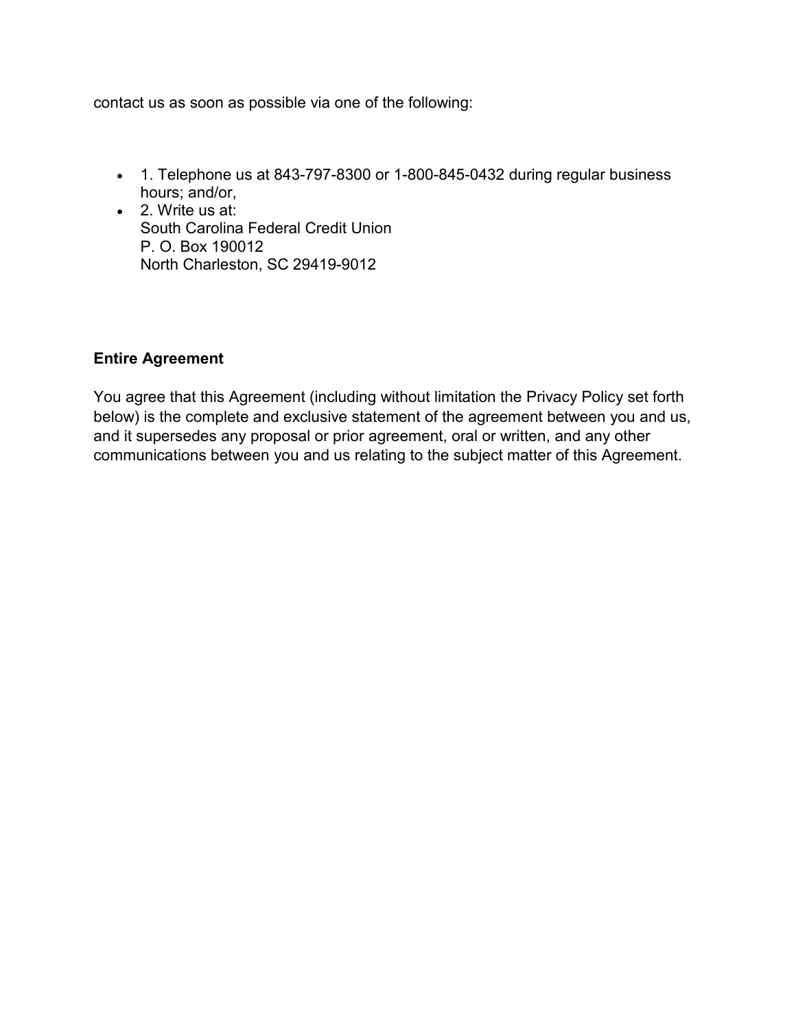contact us as soon as possible via one of the following:

- 1. Telephone us at 843-797-8300 or 1-800-845-0432 during regular business hours; and/or,
- 2. Write us at:
  South Carolina Federal Credit Union
  P. O. Box 190012
  North Charleston, SC 29419-9012

**Entire Agreement**

You agree that this Agreement (including without limitation the Privacy Policy set forth below) is the complete and exclusive statement of the agreement between you and us, and it supersedes any proposal or prior agreement, oral or written, and any other communications between you and us relating to the subject matter of this Agreement.